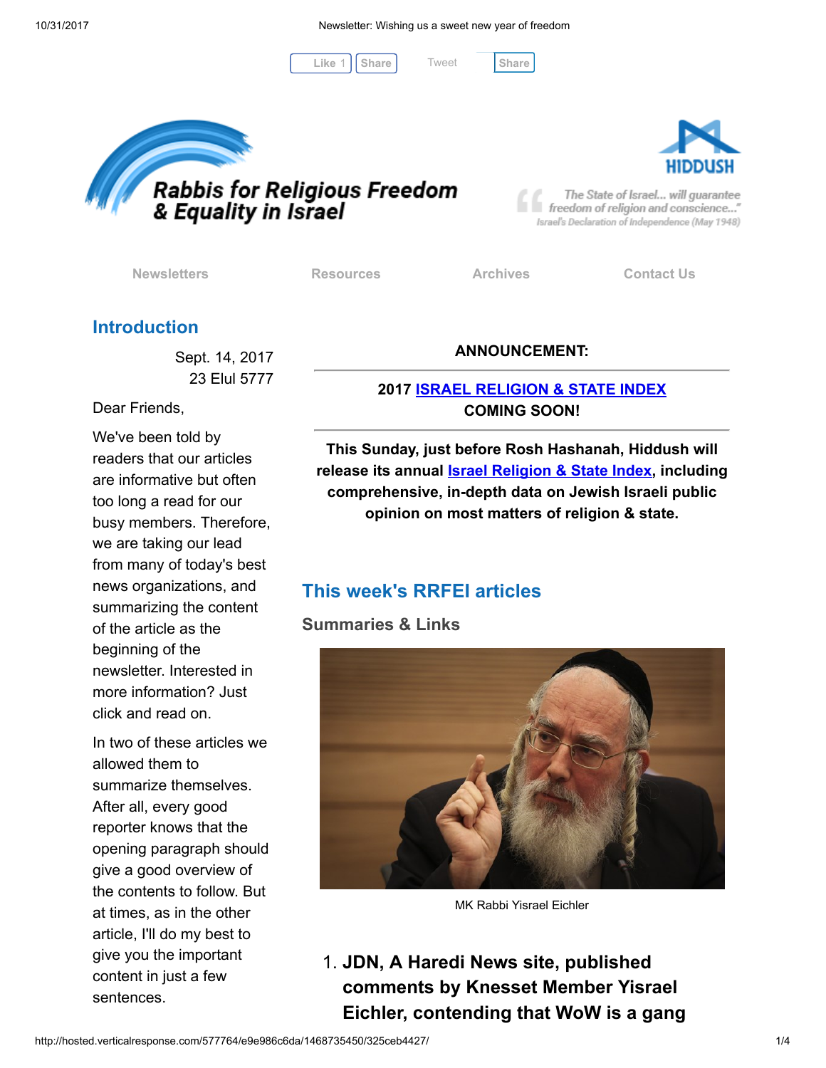# Rabbis for Religious Freedom & Equality in Israel

HIDDUSH

*"The State of Israel... will guarantee freedom of religion and conscience..."*
*Israel's Declaration of Independence (May 1948)*

Newsletters | Resources | Archives | Contact Us

## Introduction

Sept. 14, 2017
23 Elul 5777

Dear Friends,

We've been told by readers that our articles are informative but often too long a read for our busy members. Therefore, we are taking our lead from many of today's best news organizations, and summarizing the content of the article as the beginning of the newsletter. Interested in more information? Just click and read on.

In two of these articles we allowed them to summarize themselves. After all, every good reporter knows that the opening paragraph should give a good overview of the contents to follow. But at times, as in the other article, I'll do my best to give you the important content in just a few sentences.

**ANNOUNCEMENT:**

**2017 ISRAEL RELIGION & STATE INDEX**
**COMING SOON!**

**This Sunday, just before Rosh Hashanah, Hiddush will release its annual Israel Religion & State Index, including comprehensive, in-depth data on Jewish Israeli public opinion on most matters of religion & state.**

## This week's RRFEI articles

### Summaries & Links

MK Rabbi Yisrael Eichler

1. **JDN, A Haredi News site, published comments by Knesset Member Yisrael Eichler, contending that WoW is a gang**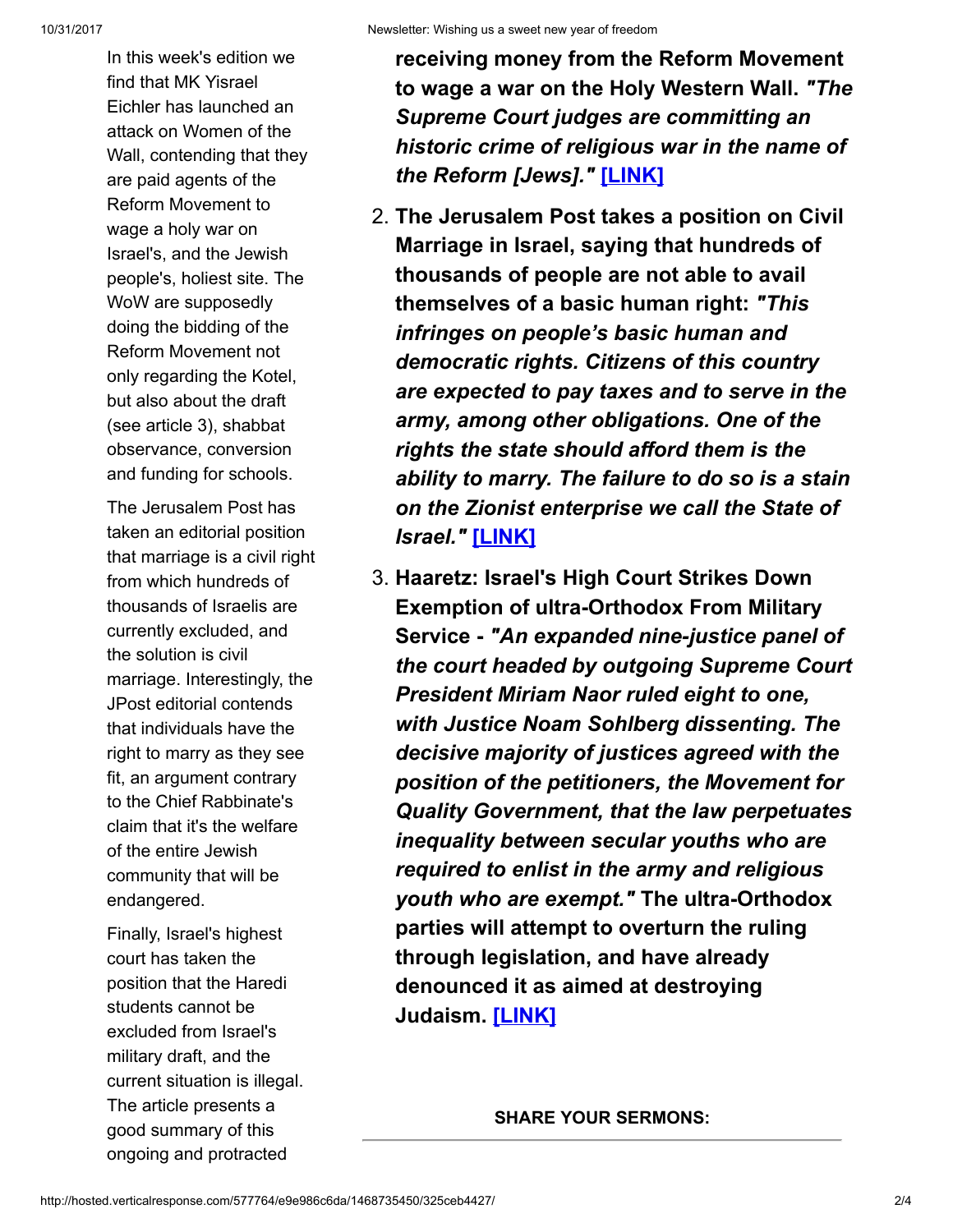In this week's edition we find that MK Yisrael Eichler has launched an attack on Women of the Wall, contending that they are paid agents of the Reform Movement to wage a holy war on Israel's, and the Jewish people's, holiest site. The WoW are supposedly doing the bidding of the Reform Movement not only regarding the Kotel, but also about the draft (see article 3), shabbat observance, conversion and funding for schools.

The Jerusalem Post has taken an editorial position that marriage is a civil right from which hundreds of thousands of Israelis are currently excluded, and the solution is civil marriage. Interestingly, the JPost editorial contends that individuals have the right to marry as they see fit, an argument contrary to the Chief Rabbinate's claim that it's the welfare of the entire Jewish community that will be endangered.

Finally, Israel's highest court has taken the position that the Haredi students cannot be excluded from Israel's military draft, and the current situation is illegal. The article presents a good summary of this ongoing and protracted

**receiving money from the Reform Movement to wage a war on the Holy Western Wall.** ***"The Supreme Court judges are committing an historic crime of religious war in the name of the Reform [Jews]."*** **[LINK]**

2. **The Jerusalem Post takes a position on Civil Marriage in Israel, saying that hundreds of thousands of people are not able to avail themselves of a basic human right:** ***"This infringes on people's basic human and democratic rights. Citizens of this country are expected to pay taxes and to serve in the army, among other obligations. One of the rights the state should afford them is the ability to marry. The failure to do so is a stain on the Zionist enterprise we call the State of Israel."*** **[LINK]**
3. **Haaretz: Israel's High Court Strikes Down Exemption of ultra-Orthodox From Military Service -** ***"An expanded nine-justice panel of the court headed by outgoing Supreme Court President Miriam Naor ruled eight to one, with Justice Noam Sohlberg dissenting. The decisive majority of justices agreed with the position of the petitioners, the Movement for Quality Government, that the law perpetuates inequality between secular youths who are required to enlist in the army and religious youth who are exempt."*** **The ultra-Orthodox parties will attempt to overturn the ruling through legislation, and have already denounced it as aimed at destroying Judaism. [LINK]**

**SHARE YOUR SERMONS:**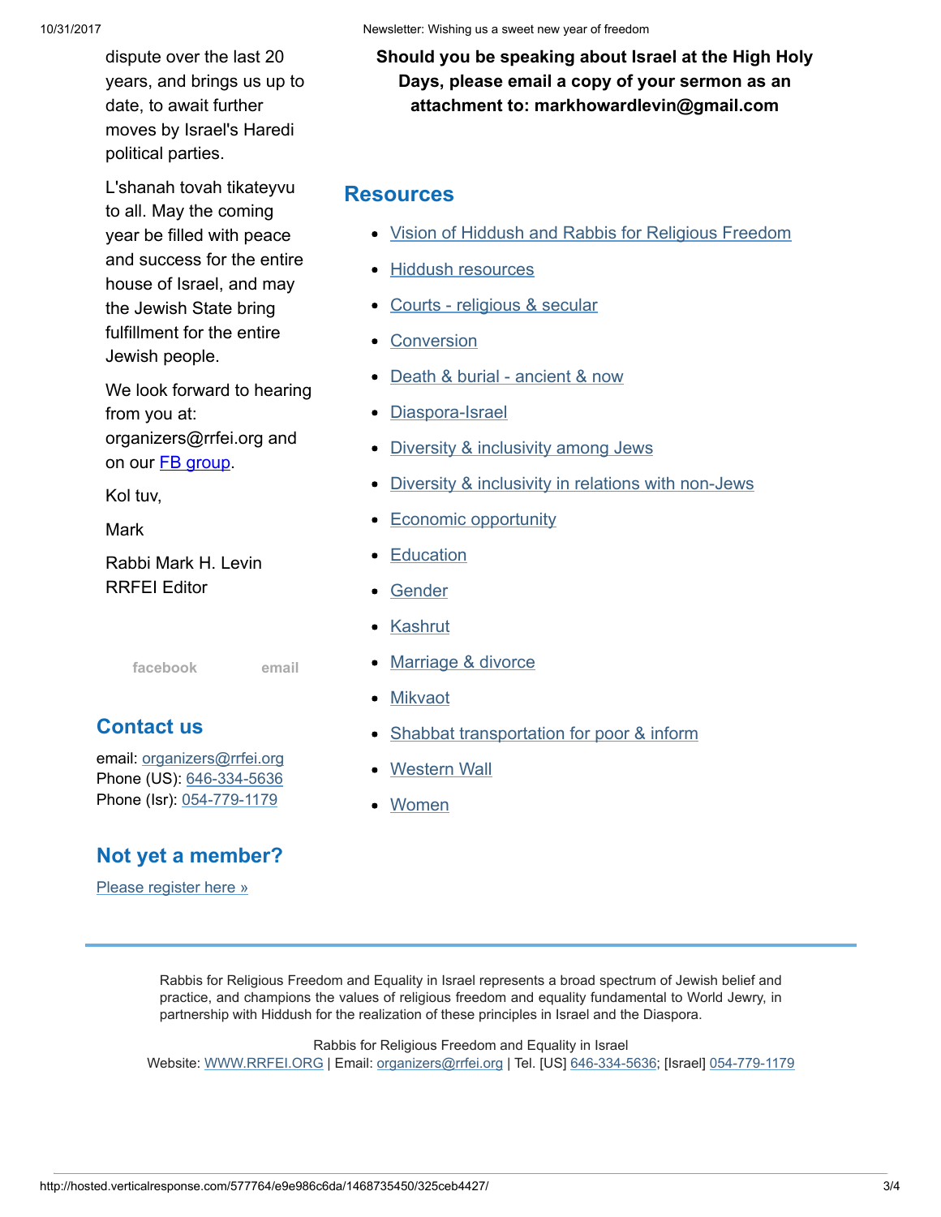dispute over the last 20 years, and brings us up to date, to await further moves by Israel's Haredi political parties.

L'shanah tovah tikateyvu to all. May the coming year be filled with peace and success for the entire house of Israel, and may the Jewish State bring fulfillment for the entire Jewish people.

We look forward to hearing from you at: organizers@rrfei.org and on our FB group.

Kol tuv,

Mark

Rabbi Mark H. Levin
RRFEI Editor

facebook email

## Contact us

email: organizers@rrfei.org
Phone (US): 646-334-5636
Phone (Isr): 054-779-1179

## Not yet a member?

Please register here »

**Should you be speaking about Israel at the High Holy Days, please email a copy of your sermon as an attachment to: markhowardlevin@gmail.com**

## Resources

- Vision of Hiddush and Rabbis for Religious Freedom
- Hiddush resources
- Courts - religious & secular
- Conversion
- Death & burial - ancient & now
- Diaspora-Israel
- Diversity & inclusivity among Jews
- Diversity & inclusivity in relations with non-Jews
- Economic opportunity
- Education
- Gender
- Kashrut
- Marriage & divorce
- Mikvaot
- Shabbat transportation for poor & inform
- Western Wall
- Women

---

Rabbis for Religious Freedom and Equality in Israel represents a broad spectrum of Jewish belief and practice, and champions the values of religious freedom and equality fundamental to World Jewry, in partnership with Hiddush for the realization of these principles in Israel and the Diaspora.

Rabbis for Religious Freedom and Equality in Israel
Website: WWW.RRFEI.ORG | Email: organizers@rrfei.org | Tel. [US] 646-334-5636; [Israel] 054-779-1179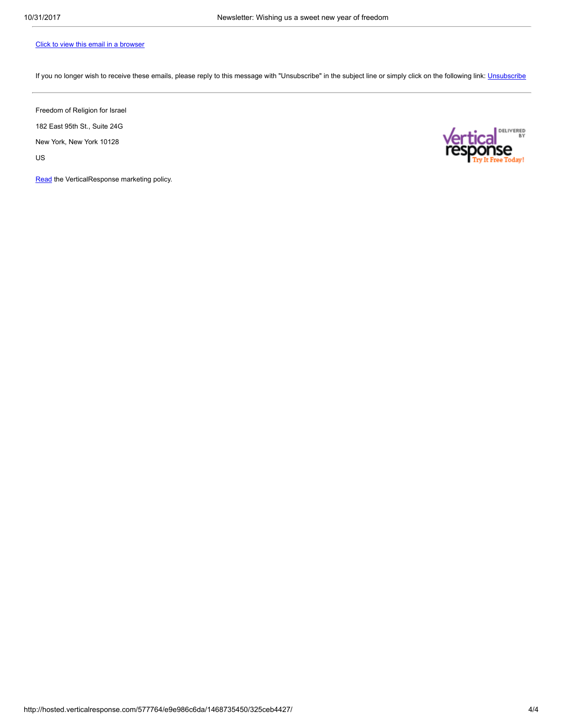Click to view this email in a browser

If you no longer wish to receive these emails, please reply to this message with "Unsubscribe" in the subject line or simply click on the following link: Unsubscribe

---

Freedom of Religion for Israel

182 East 95th St., Suite 24G

New York, New York 10128

US

Read the VerticalResponse marketing policy.